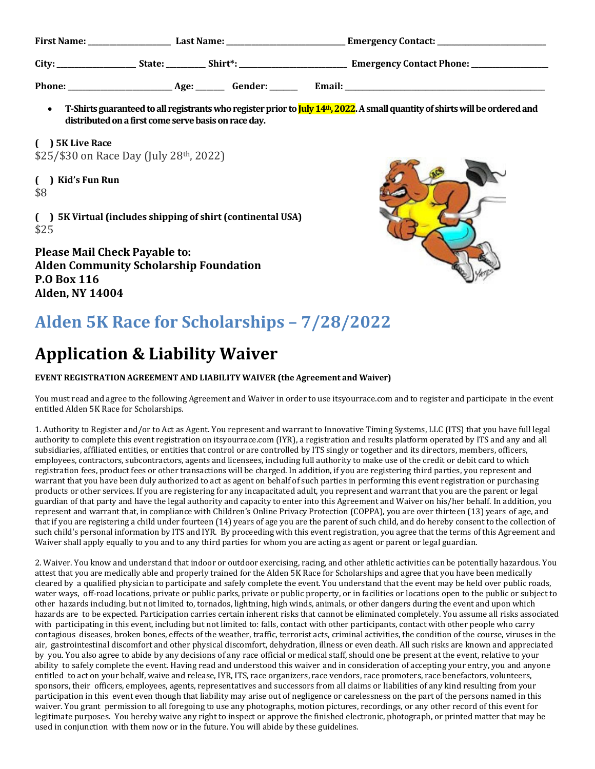**First Name:** ____________________ **Last Name:** ____________________________ **Emergency Contact:** __________________________

**City:** ___________________ **State:** _________ **Shirt*:** _________________________ **Emergency Contact Phone:** ___________________

**Phone:** ________________________ **Age:** _______ **Gender:** ______ **Email:** _______________________________________________

- **T-Shirts guaranteed to all registrants who register prior to July 14th, 2022. A small quantity of shirts will be ordered and distributed on a first come serve basis on race day.**

**( ) 5K Live Race**
$25/$30 on Race Day (July 28th, 2022)

**( ) Kid's Fun Run**
$8

**( ) 5K Virtual (includes shipping of shirt (continental USA)**
$25

**Please Mail Check Payable to:**
**Alden Community Scholarship Foundation**
**P.O Box 116**
**Alden, NY 14004**

# Alden 5K Race for Scholarships – 7/28/2022

# Application & Liability Waiver

**EVENT REGISTRATION AGREEMENT AND LIABILITY WAIVER (the Agreement and Waiver)**

You must read and agree to the following Agreement and Waiver in order to use itsyourrace.com and to register and participate in the event entitled Alden 5K Race for Scholarships.

1. Authority to Register and/or to Act as Agent. You represent and warrant to Innovative Timing Systems, LLC (ITS) that you have full legal authority to complete this event registration on itsyourrace.com (IYR), a registration and results platform operated by ITS and any and all subsidiaries, affiliated entities, or entities that control or are controlled by ITS singly or together and its directors, members, officers, employees, contractors, subcontractors, agents and licensees, including full authority to make use of the credit or debit card to which registration fees, product fees or other transactions will be charged. In addition, if you are registering third parties, you represent and warrant that you have been duly authorized to act as agent on behalf of such parties in performing this event registration or purchasing products or other services. If you are registering for any incapacitated adult, you represent and warrant that you are the parent or legal guardian of that party and have the legal authority and capacity to enter into this Agreement and Waiver on his/her behalf. In addition, you represent and warrant that, in compliance with Children's Online Privacy Protection (COPPA), you are over thirteen (13) years of age, and that if you are registering a child under fourteen (14) years of age you are the parent of such child, and do hereby consent to the collection of such child's personal information by ITS and IYR. By proceeding with this event registration, you agree that the terms of this Agreement and Waiver shall apply equally to you and to any third parties for whom you are acting as agent or parent or legal guardian.

2. Waiver. You know and understand that indoor or outdoor exercising, racing, and other athletic activities can be potentially hazardous. You attest that you are medically able and properly trained for the Alden 5K Race for Scholarships and agree that you have been medically cleared by a qualified physician to participate and safely complete the event. You understand that the event may be held over public roads, water ways, off-road locations, private or public parks, private or public property, or in facilities or locations open to the public or subject to other hazards including, but not limited to, tornados, lightning, high winds, animals, or other dangers during the event and upon which hazards are to be expected. Participation carries certain inherent risks that cannot be eliminated completely. You assume all risks associated with participating in this event, including but not limited to: falls, contact with other participants, contact with other people who carry contagious diseases, broken bones, effects of the weather, traffic, terrorist acts, criminal activities, the condition of the course, viruses in the air, gastrointestinal discomfort and other physical discomfort, dehydration, illness or even death. All such risks are known and appreciated by you. You also agree to abide by any decisions of any race official or medical staff, should one be present at the event, relative to your ability to safely complete the event. Having read and understood this waiver and in consideration of accepting your entry, you and anyone entitled to act on your behalf, waive and release, IYR, ITS, race organizers, race vendors, race promoters, race benefactors, volunteers, sponsors, their officers, employees, agents, representatives and successors from all claims or liabilities of any kind resulting from your participation in this event even though that liability may arise out of negligence or carelessness on the part of the persons named in this waiver. You grant permission to all foregoing to use any photographs, motion pictures, recordings, or any other record of this event for legitimate purposes. You hereby waive any right to inspect or approve the finished electronic, photograph, or printed matter that may be used in conjunction with them now or in the future. You will abide by these guidelines.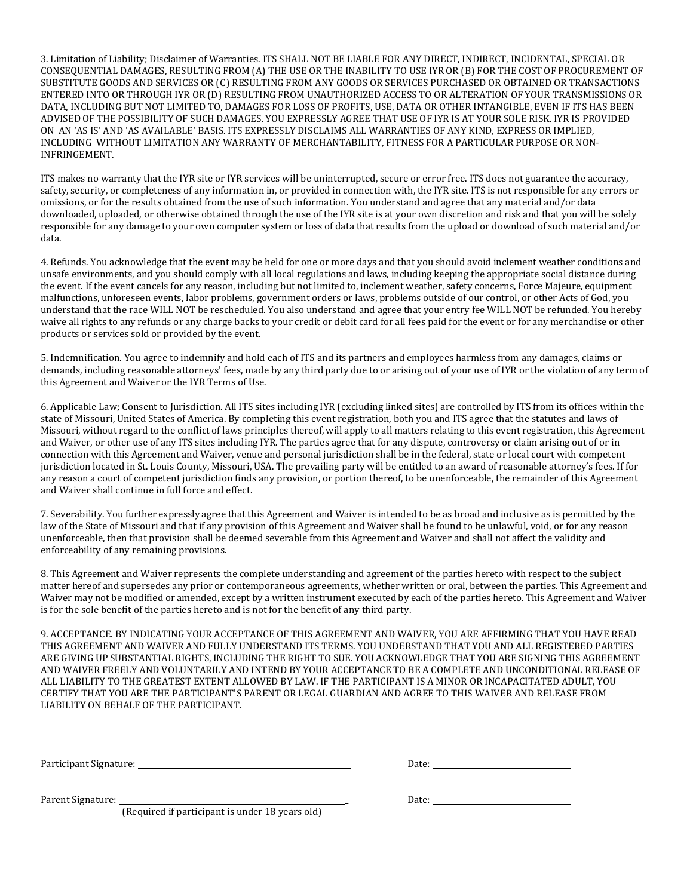3. Limitation of Liability; Disclaimer of Warranties. ITS SHALL NOT BE LIABLE FOR ANY DIRECT, INDIRECT, INCIDENTAL, SPECIAL OR CONSEQUENTIAL DAMAGES, RESULTING FROM (A) THE USE OR THE INABILITY TO USE IYR OR (B) FOR THE COST OF PROCUREMENT OF SUBSTITUTE GOODS AND SERVICES OR (C) RESULTING FROM ANY GOODS OR SERVICES PURCHASED OR OBTAINED OR TRANSACTIONS ENTERED INTO OR THROUGH IYR OR (D) RESULTING FROM UNAUTHORIZED ACCESS TO OR ALTERATION OF YOUR TRANSMISSIONS OR DATA, INCLUDING BUT NOT LIMITED TO, DAMAGES FOR LOSS OF PROFITS, USE, DATA OR OTHER INTANGIBLE, EVEN IF ITS HAS BEEN ADVISED OF THE POSSIBILITY OF SUCH DAMAGES. YOU EXPRESSLY AGREE THAT USE OF IYR IS AT YOUR SOLE RISK. IYR IS PROVIDED ON AN 'AS IS' AND 'AS AVAILABLE' BASIS. ITS EXPRESSLY DISCLAIMS ALL WARRANTIES OF ANY KIND, EXPRESS OR IMPLIED, INCLUDING WITHOUT LIMITATION ANY WARRANTY OF MERCHANTABILITY, FITNESS FOR A PARTICULAR PURPOSE OR NON-INFRINGEMENT.

ITS makes no warranty that the IYR site or IYR services will be uninterrupted, secure or error free. ITS does not guarantee the accuracy, safety, security, or completeness of any information in, or provided in connection with, the IYR site. ITS is not responsible for any errors or omissions, or for the results obtained from the use of such information. You understand and agree that any material and/or data downloaded, uploaded, or otherwise obtained through the use of the IYR site is at your own discretion and risk and that you will be solely responsible for any damage to your own computer system or loss of data that results from the upload or download of such material and/or data.

4. Refunds. You acknowledge that the event may be held for one or more days and that you should avoid inclement weather conditions and unsafe environments, and you should comply with all local regulations and laws, including keeping the appropriate social distance during the event. If the event cancels for any reason, including but not limited to, inclement weather, safety concerns, Force Majeure, equipment malfunctions, unforeseen events, labor problems, government orders or laws, problems outside of our control, or other Acts of God, you understand that the race WILL NOT be rescheduled. You also understand and agree that your entry fee WILL NOT be refunded. You hereby waive all rights to any refunds or any charge backs to your credit or debit card for all fees paid for the event or for any merchandise or other products or services sold or provided by the event.

5. Indemnification. You agree to indemnify and hold each of ITS and its partners and employees harmless from any damages, claims or demands, including reasonable attorneys' fees, made by any third party due to or arising out of your use of IYR or the violation of any term of this Agreement and Waiver or the IYR Terms of Use.

6. Applicable Law; Consent to Jurisdiction. All ITS sites including IYR (excluding linked sites) are controlled by ITS from its offices within the state of Missouri, United States of America. By completing this event registration, both you and ITS agree that the statutes and laws of Missouri, without regard to the conflict of laws principles thereof, will apply to all matters relating to this event registration, this Agreement and Waiver, or other use of any ITS sites including IYR. The parties agree that for any dispute, controversy or claim arising out of or in connection with this Agreement and Waiver, venue and personal jurisdiction shall be in the federal, state or local court with competent jurisdiction located in St. Louis County, Missouri, USA. The prevailing party will be entitled to an award of reasonable attorney's fees. If for any reason a court of competent jurisdiction finds any provision, or portion thereof, to be unenforceable, the remainder of this Agreement and Waiver shall continue in full force and effect.

7. Severability. You further expressly agree that this Agreement and Waiver is intended to be as broad and inclusive as is permitted by the law of the State of Missouri and that if any provision of this Agreement and Waiver shall be found to be unlawful, void, or for any reason unenforceable, then that provision shall be deemed severable from this Agreement and Waiver and shall not affect the validity and enforceability of any remaining provisions.

8. This Agreement and Waiver represents the complete understanding and agreement of the parties hereto with respect to the subject matter hereof and supersedes any prior or contemporaneous agreements, whether written or oral, between the parties. This Agreement and Waiver may not be modified or amended, except by a written instrument executed by each of the parties hereto. This Agreement and Waiver is for the sole benefit of the parties hereto and is not for the benefit of any third party.

9. ACCEPTANCE. BY INDICATING YOUR ACCEPTANCE OF THIS AGREEMENT AND WAIVER, YOU ARE AFFIRMING THAT YOU HAVE READ THIS AGREEMENT AND WAIVER AND FULLY UNDERSTAND ITS TERMS. YOU UNDERSTAND THAT YOU AND ALL REGISTERED PARTIES ARE GIVING UP SUBSTANTIAL RIGHTS, INCLUDING THE RIGHT TO SUE. YOU ACKNOWLEDGE THAT YOU ARE SIGNING THIS AGREEMENT AND WAIVER FREELY AND VOLUNTARILY AND INTEND BY YOUR ACCEPTANCE TO BE A COMPLETE AND UNCONDITIONAL RELEASE OF ALL LIABILITY TO THE GREATEST EXTENT ALLOWED BY LAW. IF THE PARTICIPANT IS A MINOR OR INCAPACITATED ADULT, YOU CERTIFY THAT YOU ARE THE PARTICIPANT'S PARENT OR LEGAL GUARDIAN AND AGREE TO THIS WAIVER AND RELEASE FROM LIABILITY ON BEHALF OF THE PARTICIPANT.

Participant Signature: ______________________________ Date: ____________________

Parent Signature: ______________________________ Date: ____________________
(Required if participant is under 18 years old)